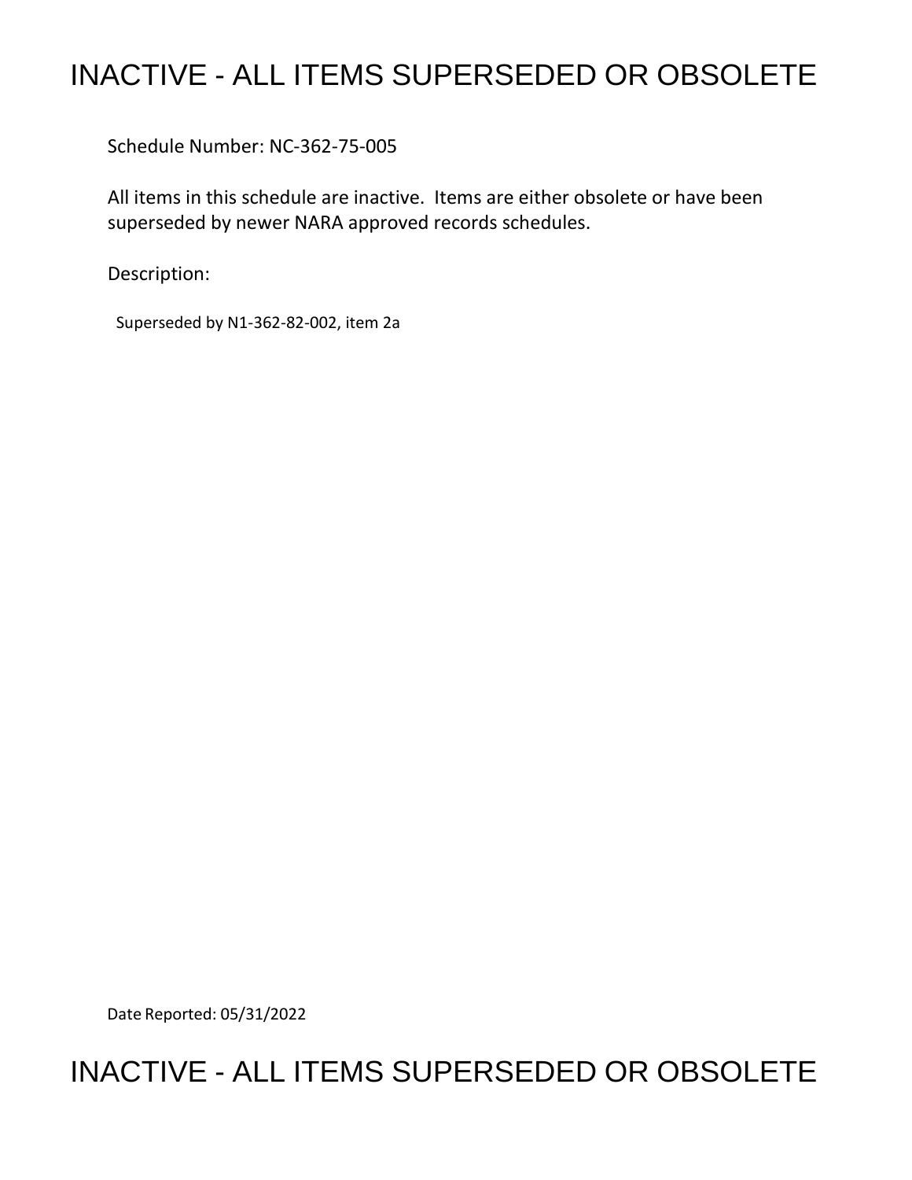# INACTIVE - ALL ITEMS SUPERSEDED OR OBSOLETE

Schedule Number: NC-362-75-005

All items in this schedule are inactive. Items are either obsolete or have been superseded by newer NARA approved records schedules.

Description:

Superseded by N1-362-82-002, item 2a

Date Reported: 05/31/2022

# INACTIVE - ALL ITEMS SUPERSEDED OR OBSOLETE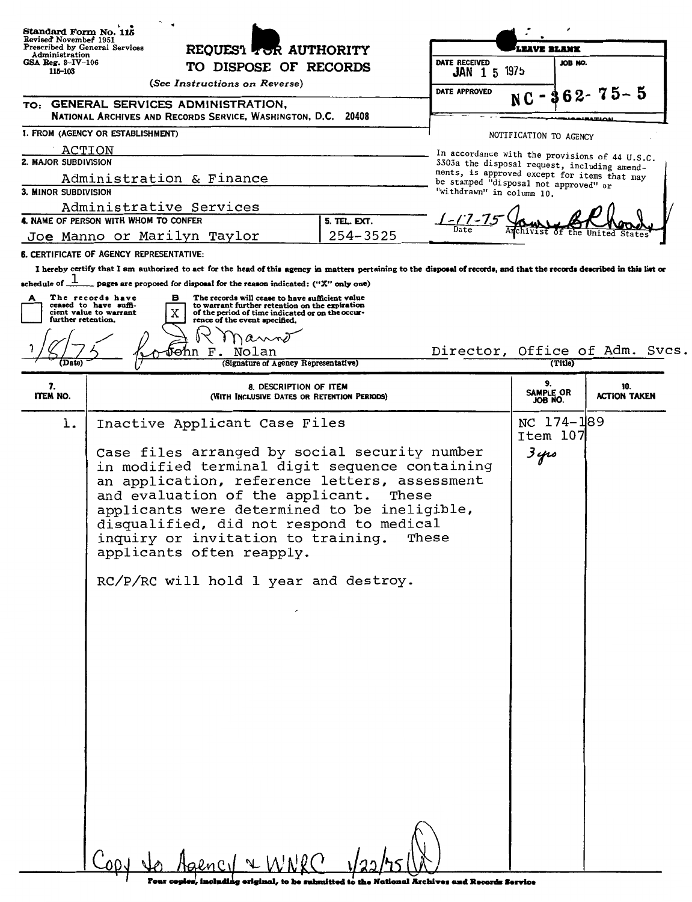Standard Form No. 115
Revised November 1951
Prescribed by General Services Administration
GSA Reg. 3-IV-106
115-103

# REQUEST FOR AUTHORITY TO DISPOSE OF RECORDS

(*See Instructions on Reverse*)

| LEAVE BLANK | |
|---|---|
| DATE RECEIVED: JAN 15 1975 | JOB NO. |
| DATE APPROVED | NC-362-75-5 |

TO: **GENERAL SERVICES ADMINISTRATION,**
**NATIONAL ARCHIVES AND RECORDS SERVICE, WASHINGTON, D.C. 20408**

NOTIFICATION TO AGENCY

In accordance with the provisions of 44 U.S.C. 3303a the disposal request, including amendments, is approved except for items that may be stamped "disposal not approved" or "withdrawn" in column 10.

1-17-75 — Date
Archivist of the United States

1. FROM (AGENCY OR ESTABLISHMENT): ACTION
2. MAJOR SUBDIVISION: Administration & Finance
3. MINOR SUBDIVISION: Administrative Services
4. NAME OF PERSON WITH WHOM TO CONFER: Joe Manno or Marilyn Taylor
5. TEL. EXT.: 254-3525

6. CERTIFICATE OF AGENCY REPRESENTATIVE:

I hereby certify that I am authorized to act for the head of this agency in matters pertaining to the disposal of records, and that the records described in this list or schedule of 1 pages are proposed for disposal for the reason indicated: ("X" only one)

A [ ] The records have ceased to have sufficient value to warrant further retention.

B [X] The records will cease to have sufficient value to warrant further retention on the expiration of the period of time indicated or on the occurrence of the event specified.

1/8/75 (Date) — for John F. Nolan (Signature of Agency Representative) — R Manno — Director, Office of Adm. Svcs. (Title)

| 7. ITEM NO. | 8. DESCRIPTION OF ITEM (WITH INCLUSIVE DATES OR RETENTION PERIODS) | 9. SAMPLE OR JOB NO. | 10. ACTION TAKEN |
|---|---|---|---|
| 1. | Inactive Applicant Case Files<br><br>Case files arranged by social security number in modified terminal digit sequence containing an application, reference letters, assessment and evaluation of the applicant. These applicants were determined to be ineligible, disqualified, did not respond to medical inquiry or invitation to training. These applicants often reapply.<br><br>RC/P/RC will hold 1 year and destroy. | NC 174-189<br>Item 107<br>3 yrs | |

Copy to Agency & WNRC 1/22/75

Four copies, including original, to be submitted to the National Archives and Records Service